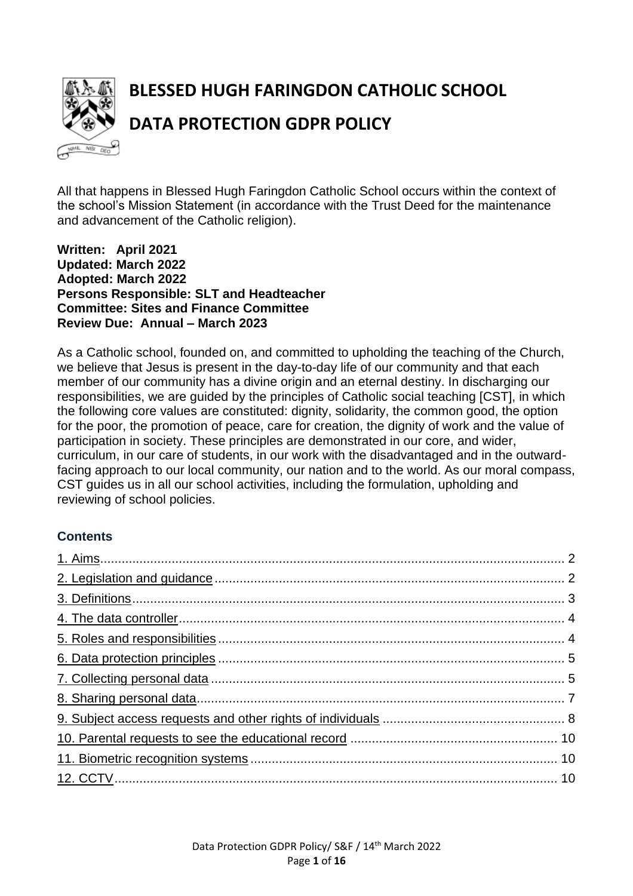# BLESSED HUGH FARINGDON CATHOLIC SCHOOL

# DATA PROTECTION GDPR POLICY

All that happens in Blessed Hugh Faringdon Catholic School occurs within the context of the school's Mission Statement (in accordance with the Trust Deed for the maintenance and advancement of the Catholic religion).

**Written: April 2021**
**Updated: March 2022**
**Adopted: March 2022**
**Persons Responsible: SLT and Headteacher**
**Committee: Sites and Finance Committee**
**Review Due: Annual – March 2023**

As a Catholic school, founded on, and committed to upholding the teaching of the Church, we believe that Jesus is present in the day-to-day life of our community and that each member of our community has a divine origin and an eternal destiny. In discharging our responsibilities, we are guided by the principles of Catholic social teaching [CST], in which the following core values are constituted: dignity, solidarity, the common good, the option for the poor, the promotion of peace, care for creation, the dignity of work and the value of participation in society. These principles are demonstrated in our core, and wider, curriculum, in our care of students, in our work with the disadvantaged and in the outward-facing approach to our local community, our nation and to the world. As our moral compass, CST guides us in all our school activities, including the formulation, upholding and reviewing of school policies.

### Contents

1. Aims ..... 2
2. Legislation and guidance ..... 2
3. Definitions ..... 3
4. The data controller ..... 4
5. Roles and responsibilities ..... 4
6. Data protection principles ..... 5
7. Collecting personal data ..... 5
8. Sharing personal data ..... 7
9. Subject access requests and other rights of individuals ..... 8
10. Parental requests to see the educational record ..... 10
11. Biometric recognition systems ..... 10
12. CCTV ..... 10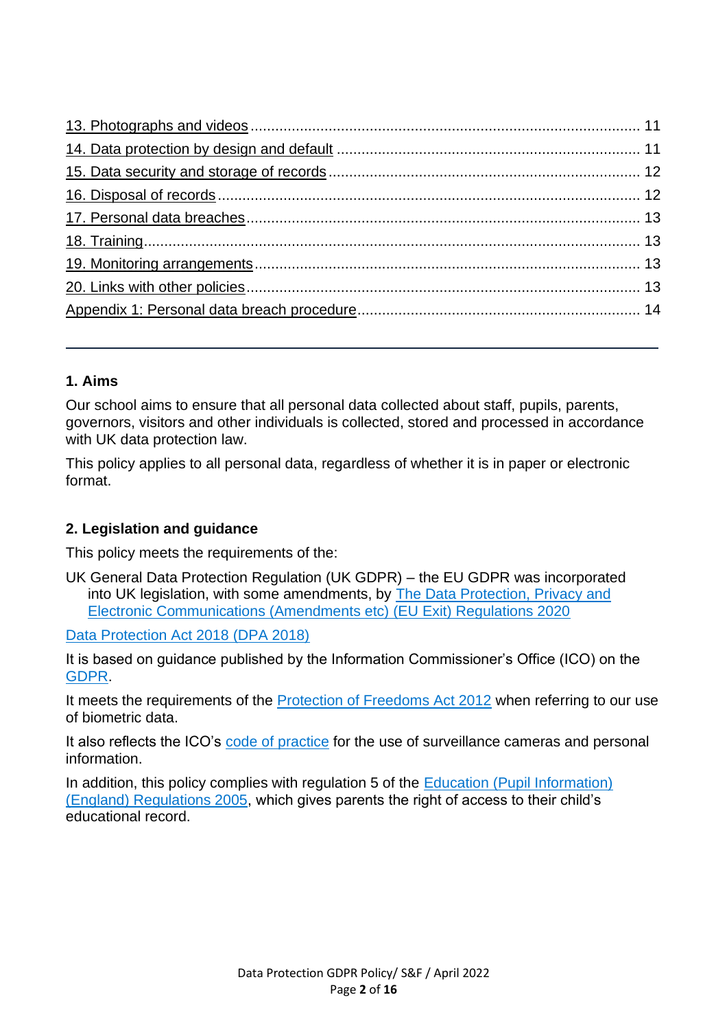13. Photographs and videos ........ 11
14. Data protection by design and default ........ 11
15. Data security and storage of records ........ 12
16. Disposal of records ........ 12
17. Personal data breaches ........ 13
18. Training ........ 13
19. Monitoring arrangements ........ 13
20. Links with other policies ........ 13
Appendix 1: Personal data breach procedure ........ 14

---

## 1. Aims

Our school aims to ensure that all personal data collected about staff, pupils, parents, governors, visitors and other individuals is collected, stored and processed in accordance with UK data protection law.

This policy applies to all personal data, regardless of whether it is in paper or electronic format.

## 2. Legislation and guidance

This policy meets the requirements of the:

UK General Data Protection Regulation (UK GDPR) – the EU GDPR was incorporated into UK legislation, with some amendments, by The Data Protection, Privacy and Electronic Communications (Amendments etc) (EU Exit) Regulations 2020

Data Protection Act 2018 (DPA 2018)

It is based on guidance published by the Information Commissioner's Office (ICO) on the GDPR.

It meets the requirements of the Protection of Freedoms Act 2012 when referring to our use of biometric data.

It also reflects the ICO's code of practice for the use of surveillance cameras and personal information.

In addition, this policy complies with regulation 5 of the Education (Pupil Information) (England) Regulations 2005, which gives parents the right of access to their child's educational record.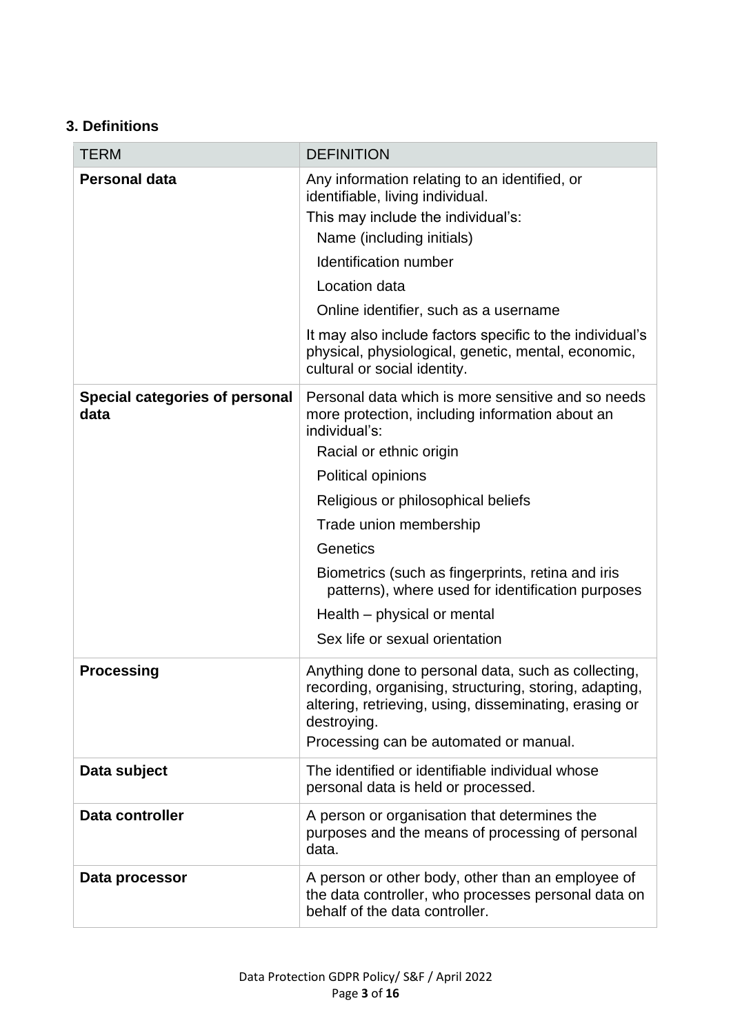### 3. Definitions

| TERM | DEFINITION |
|---|---|
| **Personal data** | Any information relating to an identified, or identifiable, living individual.<br>This may include the individual's:<br>Name (including initials)<br>Identification number<br>Location data<br>Online identifier, such as a username<br>It may also include factors specific to the individual's physical, physiological, genetic, mental, economic, cultural or social identity. |
| **Special categories of personal data** | Personal data which is more sensitive and so needs more protection, including information about an individual's:<br>Racial or ethnic origin<br>Political opinions<br>Religious or philosophical beliefs<br>Trade union membership<br>Genetics<br>Biometrics (such as fingerprints, retina and iris patterns), where used for identification purposes<br>Health – physical or mental<br>Sex life or sexual orientation |
| **Processing** | Anything done to personal data, such as collecting, recording, organising, structuring, storing, adapting, altering, retrieving, using, disseminating, erasing or destroying.<br>Processing can be automated or manual. |
| **Data subject** | The identified or identifiable individual whose personal data is held or processed. |
| **Data controller** | A person or organisation that determines the purposes and the means of processing of personal data. |
| **Data processor** | A person or other body, other than an employee of the data controller, who processes personal data on behalf of the data controller. |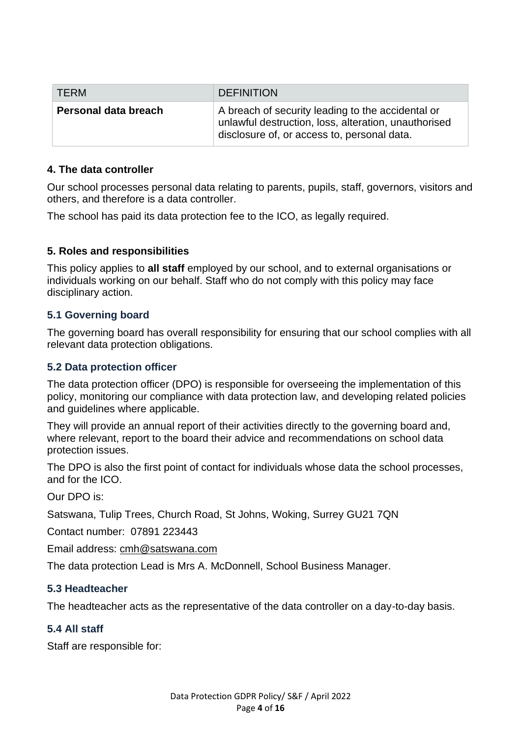| TERM | DEFINITION |
| --- | --- |
| **Personal data breach** | A breach of security leading to the accidental or unlawful destruction, loss, alteration, unauthorised disclosure of, or access to, personal data. |

### 4. The data controller

Our school processes personal data relating to parents, pupils, staff, governors, visitors and others, and therefore is a data controller.

The school has paid its data protection fee to the ICO, as legally required.

### 5. Roles and responsibilities

This policy applies to **all staff** employed by our school, and to external organisations or individuals working on our behalf. Staff who do not comply with this policy may face disciplinary action.

#### 5.1 Governing board

The governing board has overall responsibility for ensuring that our school complies with all relevant data protection obligations.

#### 5.2 Data protection officer

The data protection officer (DPO) is responsible for overseeing the implementation of this policy, monitoring our compliance with data protection law, and developing related policies and guidelines where applicable.

They will provide an annual report of their activities directly to the governing board and, where relevant, report to the board their advice and recommendations on school data protection issues.

The DPO is also the first point of contact for individuals whose data the school processes, and for the ICO.

Our DPO is:

Satswana, Tulip Trees, Church Road, St Johns, Woking, Surrey GU21 7QN

Contact number: 07891 223443

Email address: cmh@satswana.com

The data protection Lead is Mrs A. McDonnell, School Business Manager.

#### 5.3 Headteacher

The headteacher acts as the representative of the data controller on a day-to-day basis.

#### 5.4 All staff

Staff are responsible for: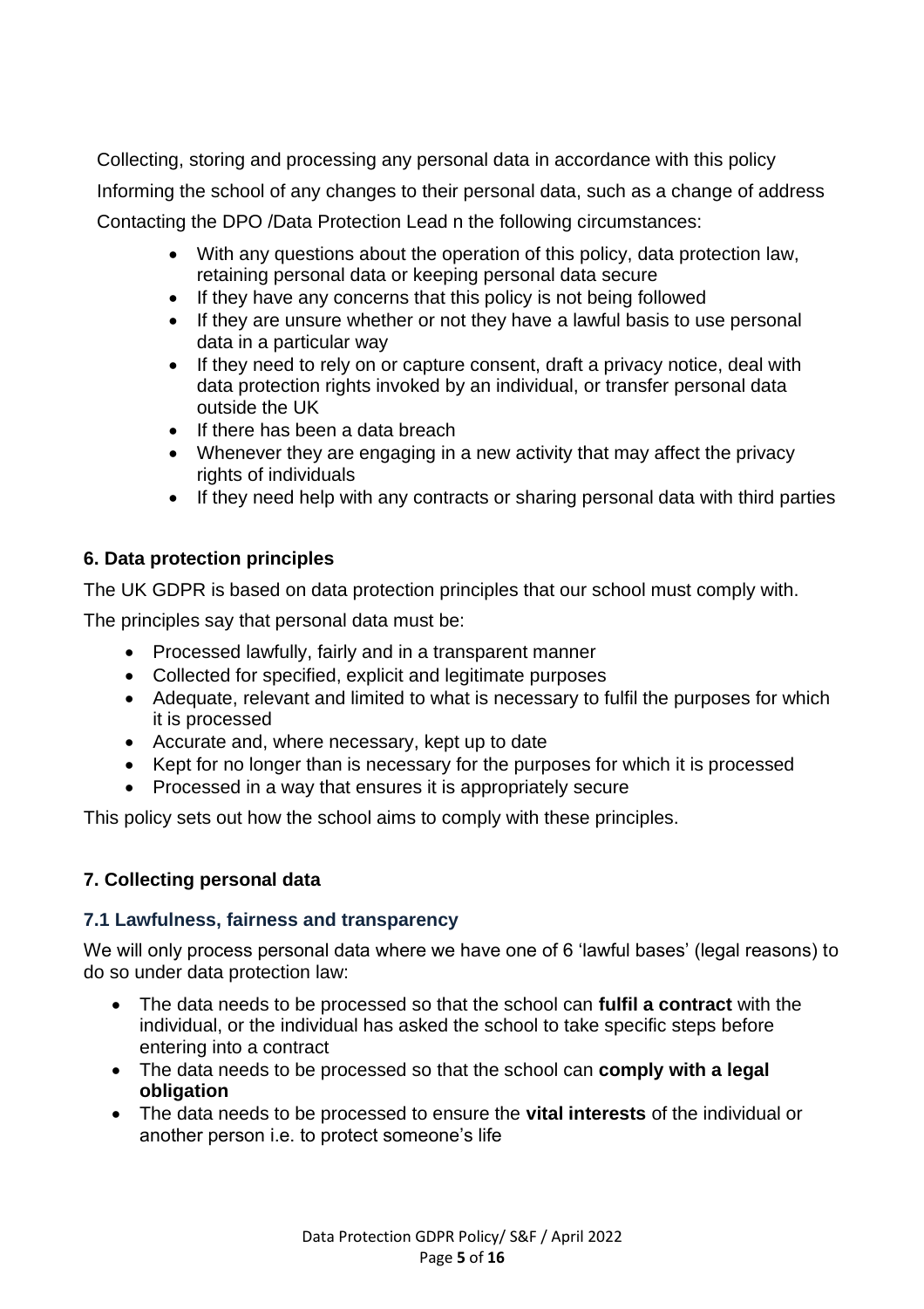Collecting, storing and processing any personal data in accordance with this policy

Informing the school of any changes to their personal data, such as a change of address

Contacting the DPO /Data Protection Lead n the following circumstances:

- With any questions about the operation of this policy, data protection law, retaining personal data or keeping personal data secure
- If they have any concerns that this policy is not being followed
- If they are unsure whether or not they have a lawful basis to use personal data in a particular way
- If they need to rely on or capture consent, draft a privacy notice, deal with data protection rights invoked by an individual, or transfer personal data outside the UK
- If there has been a data breach
- Whenever they are engaging in a new activity that may affect the privacy rights of individuals
- If they need help with any contracts or sharing personal data with third parties

## 6. Data protection principles

The UK GDPR is based on data protection principles that our school must comply with.

The principles say that personal data must be:

- Processed lawfully, fairly and in a transparent manner
- Collected for specified, explicit and legitimate purposes
- Adequate, relevant and limited to what is necessary to fulfil the purposes for which it is processed
- Accurate and, where necessary, kept up to date
- Kept for no longer than is necessary for the purposes for which it is processed
- Processed in a way that ensures it is appropriately secure

This policy sets out how the school aims to comply with these principles.

## 7. Collecting personal data

### 7.1 Lawfulness, fairness and transparency

We will only process personal data where we have one of 6 'lawful bases' (legal reasons) to do so under data protection law:

- The data needs to be processed so that the school can **fulfil a contract** with the individual, or the individual has asked the school to take specific steps before entering into a contract
- The data needs to be processed so that the school can **comply with a legal obligation**
- The data needs to be processed to ensure the **vital interests** of the individual or another person i.e. to protect someone's life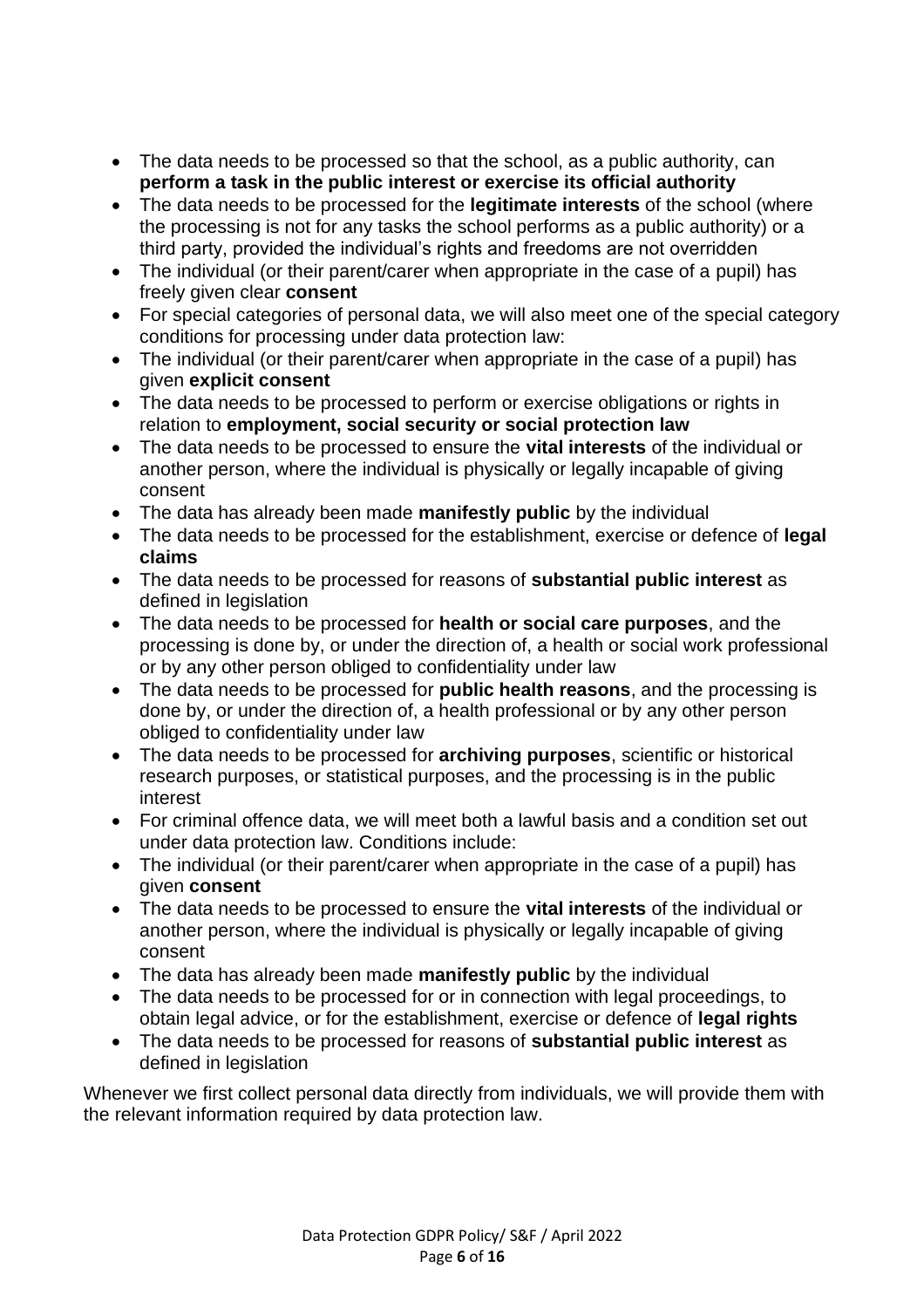- The data needs to be processed so that the school, as a public authority, can **perform a task in the public interest or exercise its official authority**
- The data needs to be processed for the **legitimate interests** of the school (where the processing is not for any tasks the school performs as a public authority) or a third party, provided the individual's rights and freedoms are not overridden
- The individual (or their parent/carer when appropriate in the case of a pupil) has freely given clear **consent**
- For special categories of personal data, we will also meet one of the special category conditions for processing under data protection law:
- The individual (or their parent/carer when appropriate in the case of a pupil) has given **explicit consent**
- The data needs to be processed to perform or exercise obligations or rights in relation to **employment, social security or social protection law**
- The data needs to be processed to ensure the **vital interests** of the individual or another person, where the individual is physically or legally incapable of giving consent
- The data has already been made **manifestly public** by the individual
- The data needs to be processed for the establishment, exercise or defence of **legal claims**
- The data needs to be processed for reasons of **substantial public interest** as defined in legislation
- The data needs to be processed for **health or social care purposes**, and the processing is done by, or under the direction of, a health or social work professional or by any other person obliged to confidentiality under law
- The data needs to be processed for **public health reasons**, and the processing is done by, or under the direction of, a health professional or by any other person obliged to confidentiality under law
- The data needs to be processed for **archiving purposes**, scientific or historical research purposes, or statistical purposes, and the processing is in the public interest
- For criminal offence data, we will meet both a lawful basis and a condition set out under data protection law. Conditions include:
- The individual (or their parent/carer when appropriate in the case of a pupil) has given **consent**
- The data needs to be processed to ensure the **vital interests** of the individual or another person, where the individual is physically or legally incapable of giving consent
- The data has already been made **manifestly public** by the individual
- The data needs to be processed for or in connection with legal proceedings, to obtain legal advice, or for the establishment, exercise or defence of **legal rights**
- The data needs to be processed for reasons of **substantial public interest** as defined in legislation

Whenever we first collect personal data directly from individuals, we will provide them with the relevant information required by data protection law.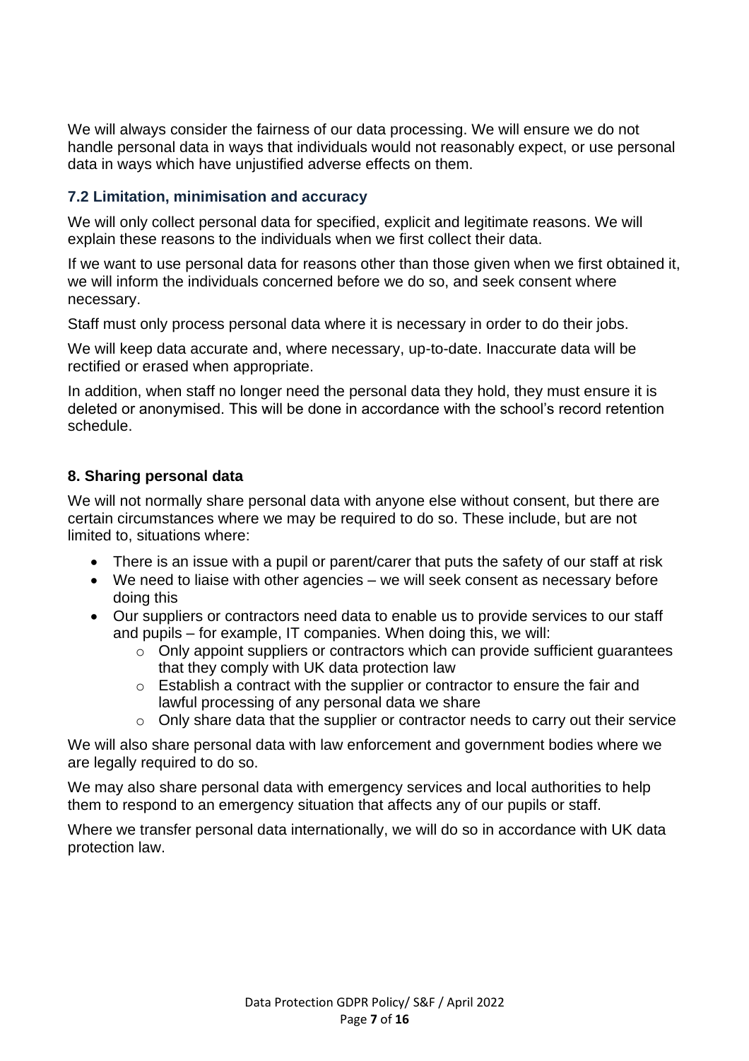We will always consider the fairness of our data processing. We will ensure we do not handle personal data in ways that individuals would not reasonably expect, or use personal data in ways which have unjustified adverse effects on them.

### 7.2 Limitation, minimisation and accuracy

We will only collect personal data for specified, explicit and legitimate reasons. We will explain these reasons to the individuals when we first collect their data.

If we want to use personal data for reasons other than those given when we first obtained it, we will inform the individuals concerned before we do so, and seek consent where necessary.

Staff must only process personal data where it is necessary in order to do their jobs.

We will keep data accurate and, where necessary, up-to-date. Inaccurate data will be rectified or erased when appropriate.

In addition, when staff no longer need the personal data they hold, they must ensure it is deleted or anonymised. This will be done in accordance with the school's record retention schedule.

## 8. Sharing personal data

We will not normally share personal data with anyone else without consent, but there are certain circumstances where we may be required to do so. These include, but are not limited to, situations where:

- There is an issue with a pupil or parent/carer that puts the safety of our staff at risk
- We need to liaise with other agencies – we will seek consent as necessary before doing this
- Our suppliers or contractors need data to enable us to provide services to our staff and pupils – for example, IT companies. When doing this, we will:
    - Only appoint suppliers or contractors which can provide sufficient guarantees that they comply with UK data protection law
    - Establish a contract with the supplier or contractor to ensure the fair and lawful processing of any personal data we share
    - Only share data that the supplier or contractor needs to carry out their service

We will also share personal data with law enforcement and government bodies where we are legally required to do so.

We may also share personal data with emergency services and local authorities to help them to respond to an emergency situation that affects any of our pupils or staff.

Where we transfer personal data internationally, we will do so in accordance with UK data protection law.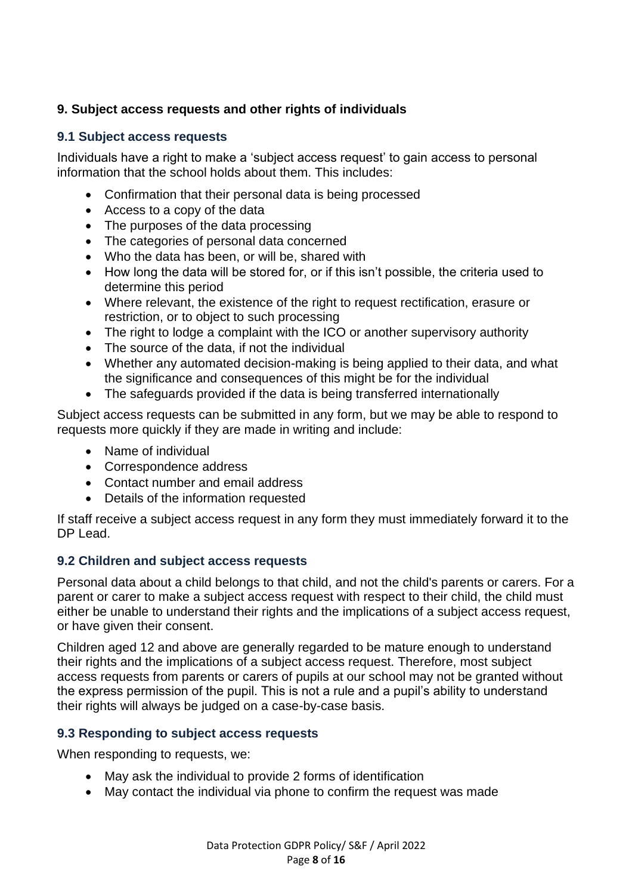## 9. Subject access requests and other rights of individuals

### 9.1 Subject access requests

Individuals have a right to make a 'subject access request' to gain access to personal information that the school holds about them. This includes:

- Confirmation that their personal data is being processed
- Access to a copy of the data
- The purposes of the data processing
- The categories of personal data concerned
- Who the data has been, or will be, shared with
- How long the data will be stored for, or if this isn't possible, the criteria used to determine this period
- Where relevant, the existence of the right to request rectification, erasure or restriction, or to object to such processing
- The right to lodge a complaint with the ICO or another supervisory authority
- The source of the data, if not the individual
- Whether any automated decision-making is being applied to their data, and what the significance and consequences of this might be for the individual
- The safeguards provided if the data is being transferred internationally

Subject access requests can be submitted in any form, but we may be able to respond to requests more quickly if they are made in writing and include:

- Name of individual
- Correspondence address
- Contact number and email address
- Details of the information requested

If staff receive a subject access request in any form they must immediately forward it to the DP Lead.

### 9.2 Children and subject access requests

Personal data about a child belongs to that child, and not the child's parents or carers. For a parent or carer to make a subject access request with respect to their child, the child must either be unable to understand their rights and the implications of a subject access request, or have given their consent.

Children aged 12 and above are generally regarded to be mature enough to understand their rights and the implications of a subject access request. Therefore, most subject access requests from parents or carers of pupils at our school may not be granted without the express permission of the pupil. This is not a rule and a pupil's ability to understand their rights will always be judged on a case-by-case basis.

### 9.3 Responding to subject access requests

When responding to requests, we:

- May ask the individual to provide 2 forms of identification
- May contact the individual via phone to confirm the request was made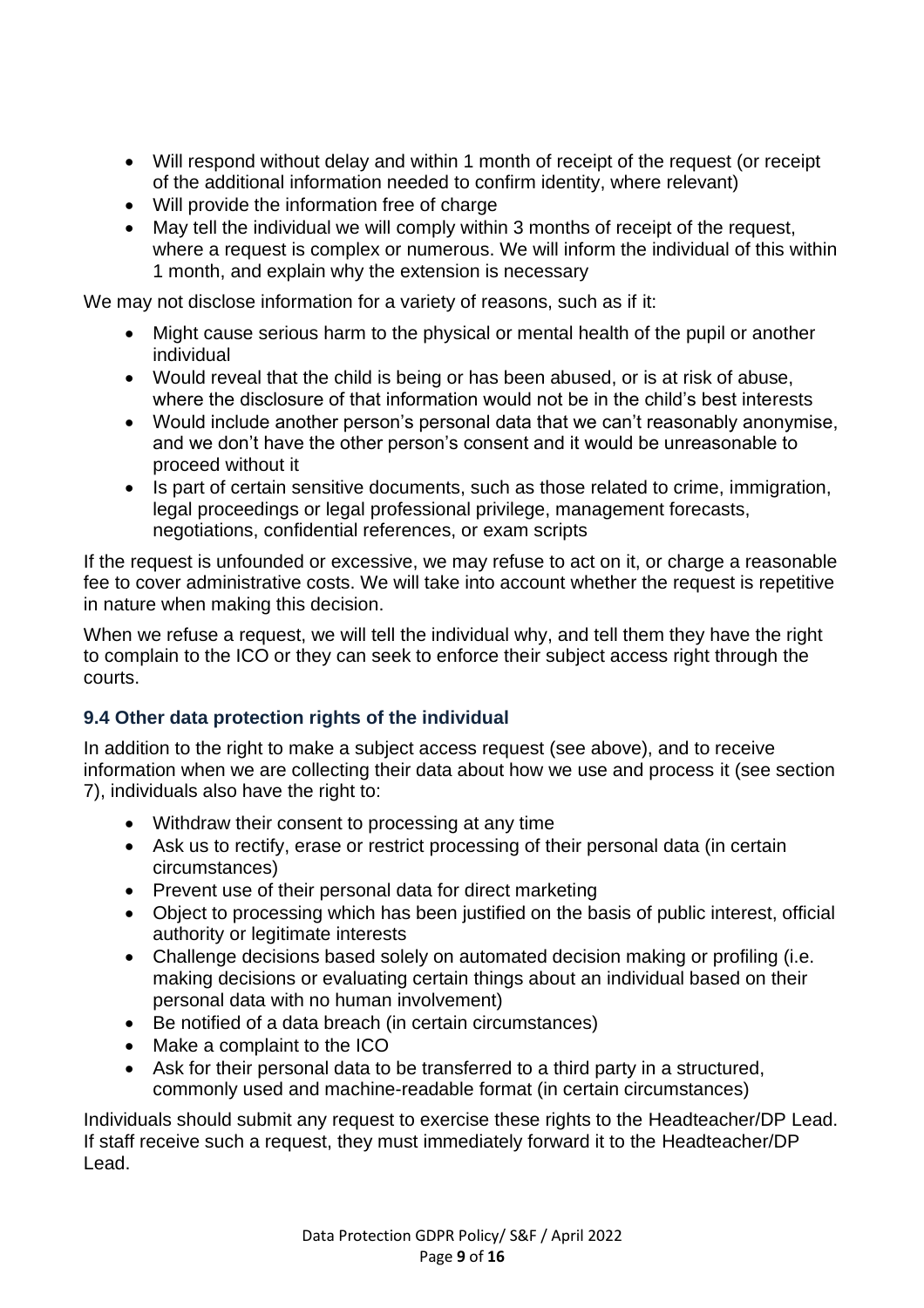- Will respond without delay and within 1 month of receipt of the request (or receipt of the additional information needed to confirm identity, where relevant)
- Will provide the information free of charge
- May tell the individual we will comply within 3 months of receipt of the request, where a request is complex or numerous. We will inform the individual of this within 1 month, and explain why the extension is necessary

We may not disclose information for a variety of reasons, such as if it:

- Might cause serious harm to the physical or mental health of the pupil or another individual
- Would reveal that the child is being or has been abused, or is at risk of abuse, where the disclosure of that information would not be in the child's best interests
- Would include another person's personal data that we can't reasonably anonymise, and we don't have the other person's consent and it would be unreasonable to proceed without it
- Is part of certain sensitive documents, such as those related to crime, immigration, legal proceedings or legal professional privilege, management forecasts, negotiations, confidential references, or exam scripts

If the request is unfounded or excessive, we may refuse to act on it, or charge a reasonable fee to cover administrative costs. We will take into account whether the request is repetitive in nature when making this decision.

When we refuse a request, we will tell the individual why, and tell them they have the right to complain to the ICO or they can seek to enforce their subject access right through the courts.

### 9.4 Other data protection rights of the individual

In addition to the right to make a subject access request (see above), and to receive information when we are collecting their data about how we use and process it (see section 7), individuals also have the right to:

- Withdraw their consent to processing at any time
- Ask us to rectify, erase or restrict processing of their personal data (in certain circumstances)
- Prevent use of their personal data for direct marketing
- Object to processing which has been justified on the basis of public interest, official authority or legitimate interests
- Challenge decisions based solely on automated decision making or profiling (i.e. making decisions or evaluating certain things about an individual based on their personal data with no human involvement)
- Be notified of a data breach (in certain circumstances)
- Make a complaint to the ICO
- Ask for their personal data to be transferred to a third party in a structured, commonly used and machine-readable format (in certain circumstances)

Individuals should submit any request to exercise these rights to the Headteacher/DP Lead. If staff receive such a request, they must immediately forward it to the Headteacher/DP Lead.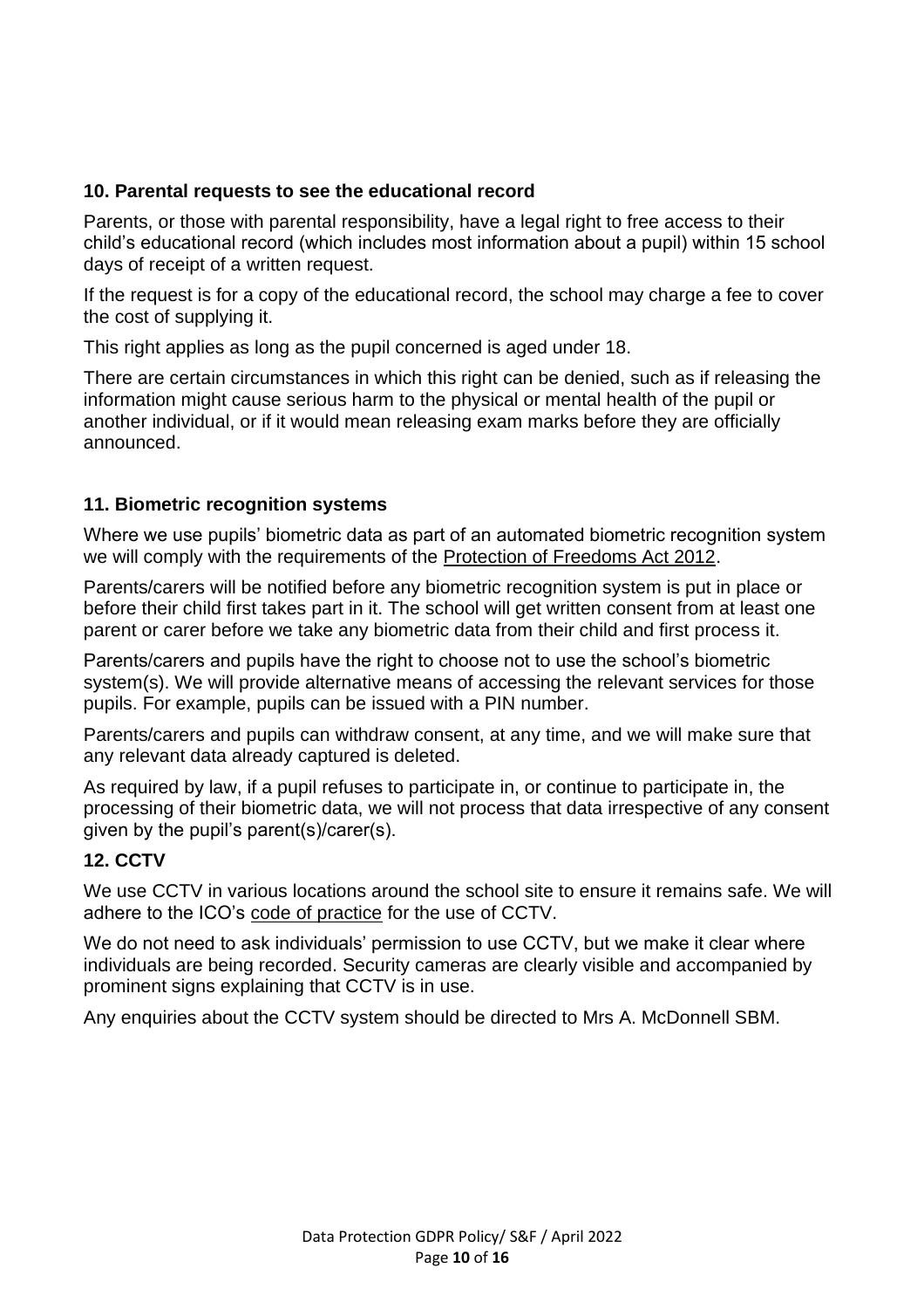### 10. Parental requests to see the educational record

Parents, or those with parental responsibility, have a legal right to free access to their child's educational record (which includes most information about a pupil) within 15 school days of receipt of a written request.

If the request is for a copy of the educational record, the school may charge a fee to cover the cost of supplying it.

This right applies as long as the pupil concerned is aged under 18.

There are certain circumstances in which this right can be denied, such as if releasing the information might cause serious harm to the physical or mental health of the pupil or another individual, or if it would mean releasing exam marks before they are officially announced.

### 11. Biometric recognition systems

Where we use pupils' biometric data as part of an automated biometric recognition system we will comply with the requirements of the Protection of Freedoms Act 2012.

Parents/carers will be notified before any biometric recognition system is put in place or before their child first takes part in it. The school will get written consent from at least one parent or carer before we take any biometric data from their child and first process it.

Parents/carers and pupils have the right to choose not to use the school's biometric system(s). We will provide alternative means of accessing the relevant services for those pupils. For example, pupils can be issued with a PIN number.

Parents/carers and pupils can withdraw consent, at any time, and we will make sure that any relevant data already captured is deleted.

As required by law, if a pupil refuses to participate in, or continue to participate in, the processing of their biometric data, we will not process that data irrespective of any consent given by the pupil's parent(s)/carer(s).

### 12. CCTV

We use CCTV in various locations around the school site to ensure it remains safe. We will adhere to the ICO's code of practice for the use of CCTV.

We do not need to ask individuals' permission to use CCTV, but we make it clear where individuals are being recorded. Security cameras are clearly visible and accompanied by prominent signs explaining that CCTV is in use.

Any enquiries about the CCTV system should be directed to Mrs A. McDonnell SBM.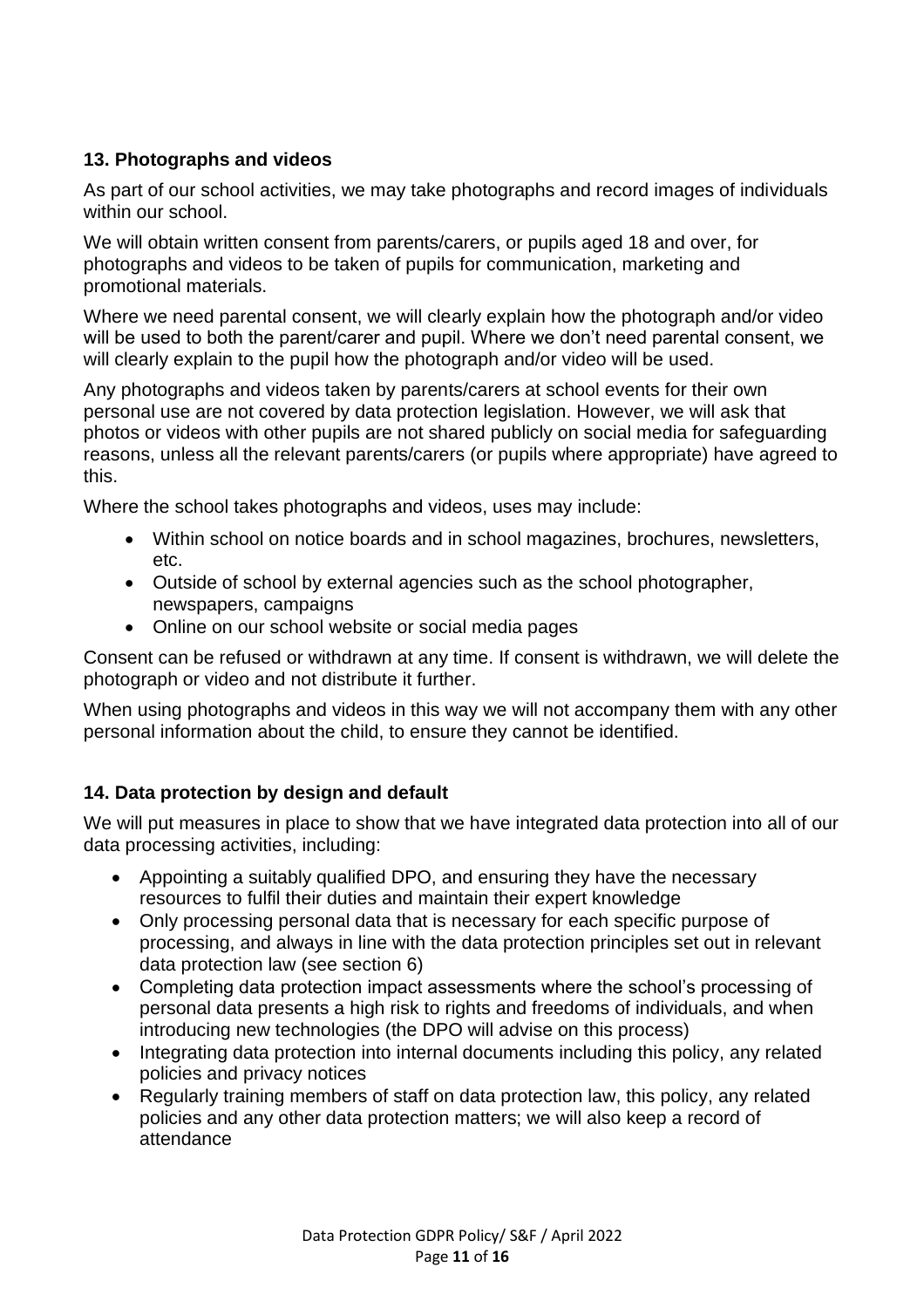## 13. Photographs and videos

As part of our school activities, we may take photographs and record images of individuals within our school.

We will obtain written consent from parents/carers, or pupils aged 18 and over, for photographs and videos to be taken of pupils for communication, marketing and promotional materials.

Where we need parental consent, we will clearly explain how the photograph and/or video will be used to both the parent/carer and pupil. Where we don't need parental consent, we will clearly explain to the pupil how the photograph and/or video will be used.

Any photographs and videos taken by parents/carers at school events for their own personal use are not covered by data protection legislation. However, we will ask that photos or videos with other pupils are not shared publicly on social media for safeguarding reasons, unless all the relevant parents/carers (or pupils where appropriate) have agreed to this.

Where the school takes photographs and videos, uses may include:

- Within school on notice boards and in school magazines, brochures, newsletters, etc.
- Outside of school by external agencies such as the school photographer, newspapers, campaigns
- Online on our school website or social media pages

Consent can be refused or withdrawn at any time. If consent is withdrawn, we will delete the photograph or video and not distribute it further.

When using photographs and videos in this way we will not accompany them with any other personal information about the child, to ensure they cannot be identified.

## 14. Data protection by design and default

We will put measures in place to show that we have integrated data protection into all of our data processing activities, including:

- Appointing a suitably qualified DPO, and ensuring they have the necessary resources to fulfil their duties and maintain their expert knowledge
- Only processing personal data that is necessary for each specific purpose of processing, and always in line with the data protection principles set out in relevant data protection law (see section 6)
- Completing data protection impact assessments where the school's processing of personal data presents a high risk to rights and freedoms of individuals, and when introducing new technologies (the DPO will advise on this process)
- Integrating data protection into internal documents including this policy, any related policies and privacy notices
- Regularly training members of staff on data protection law, this policy, any related policies and any other data protection matters; we will also keep a record of attendance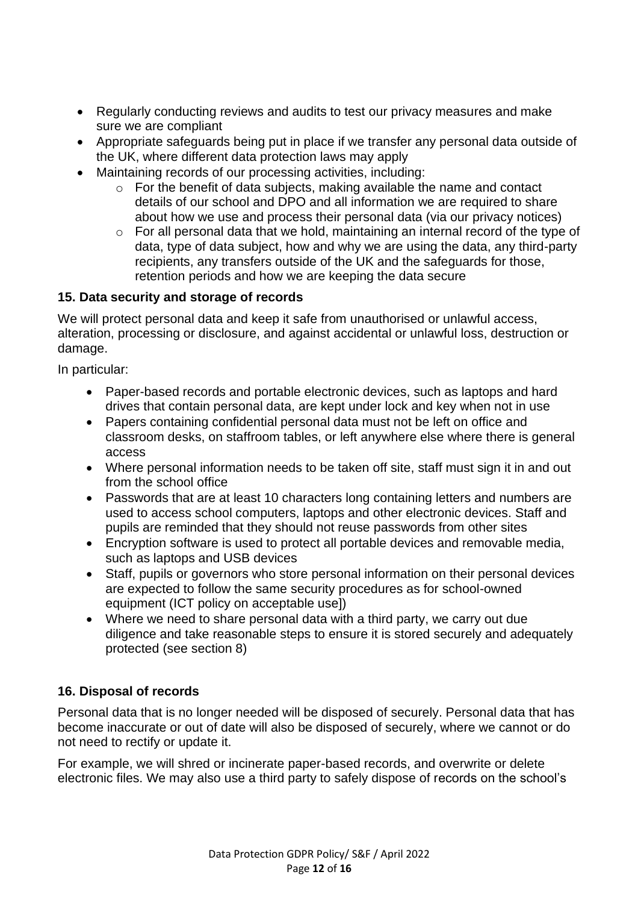- Regularly conducting reviews and audits to test our privacy measures and make sure we are compliant
- Appropriate safeguards being put in place if we transfer any personal data outside of the UK, where different data protection laws may apply
- Maintaining records of our processing activities, including:
  - For the benefit of data subjects, making available the name and contact details of our school and DPO and all information we are required to share about how we use and process their personal data (via our privacy notices)
  - For all personal data that we hold, maintaining an internal record of the type of data, type of data subject, how and why we are using the data, any third-party recipients, any transfers outside of the UK and the safeguards for those, retention periods and how we are keeping the data secure

## 15. Data security and storage of records

We will protect personal data and keep it safe from unauthorised or unlawful access, alteration, processing or disclosure, and against accidental or unlawful loss, destruction or damage.

In particular:

- Paper-based records and portable electronic devices, such as laptops and hard drives that contain personal data, are kept under lock and key when not in use
- Papers containing confidential personal data must not be left on office and classroom desks, on staffroom tables, or left anywhere else where there is general access
- Where personal information needs to be taken off site, staff must sign it in and out from the school office
- Passwords that are at least 10 characters long containing letters and numbers are used to access school computers, laptops and other electronic devices. Staff and pupils are reminded that they should not reuse passwords from other sites
- Encryption software is used to protect all portable devices and removable media, such as laptops and USB devices
- Staff, pupils or governors who store personal information on their personal devices are expected to follow the same security procedures as for school-owned equipment (ICT policy on acceptable use])
- Where we need to share personal data with a third party, we carry out due diligence and take reasonable steps to ensure it is stored securely and adequately protected (see section 8)

## 16. Disposal of records

Personal data that is no longer needed will be disposed of securely. Personal data that has become inaccurate or out of date will also be disposed of securely, where we cannot or do not need to rectify or update it.

For example, we will shred or incinerate paper-based records, and overwrite or delete electronic files. We may also use a third party to safely dispose of records on the school's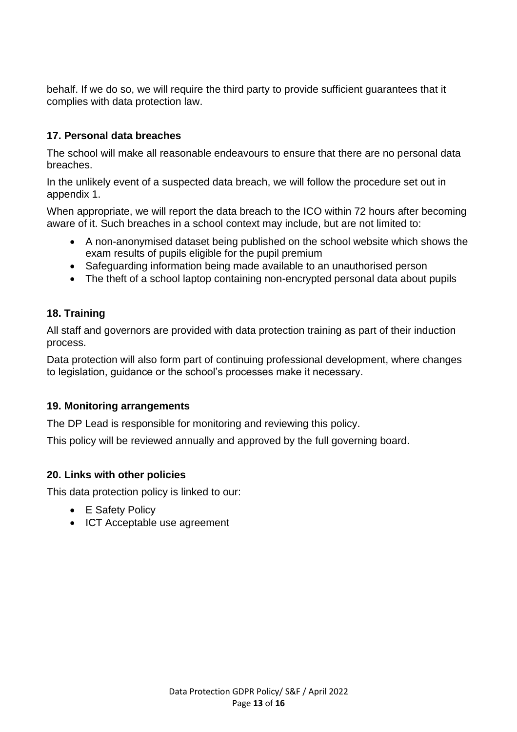behalf. If we do so, we will require the third party to provide sufficient guarantees that it complies with data protection law.

### 17. Personal data breaches

The school will make all reasonable endeavours to ensure that there are no personal data breaches.

In the unlikely event of a suspected data breach, we will follow the procedure set out in appendix 1.

When appropriate, we will report the data breach to the ICO within 72 hours after becoming aware of it. Such breaches in a school context may include, but are not limited to:

- A non-anonymised dataset being published on the school website which shows the exam results of pupils eligible for the pupil premium
- Safeguarding information being made available to an unauthorised person
- The theft of a school laptop containing non-encrypted personal data about pupils

### 18. Training

All staff and governors are provided with data protection training as part of their induction process.

Data protection will also form part of continuing professional development, where changes to legislation, guidance or the school's processes make it necessary.

### 19. Monitoring arrangements

The DP Lead is responsible for monitoring and reviewing this policy.

This policy will be reviewed annually and approved by the full governing board.

### 20. Links with other policies

This data protection policy is linked to our:

- E Safety Policy
- ICT Acceptable use agreement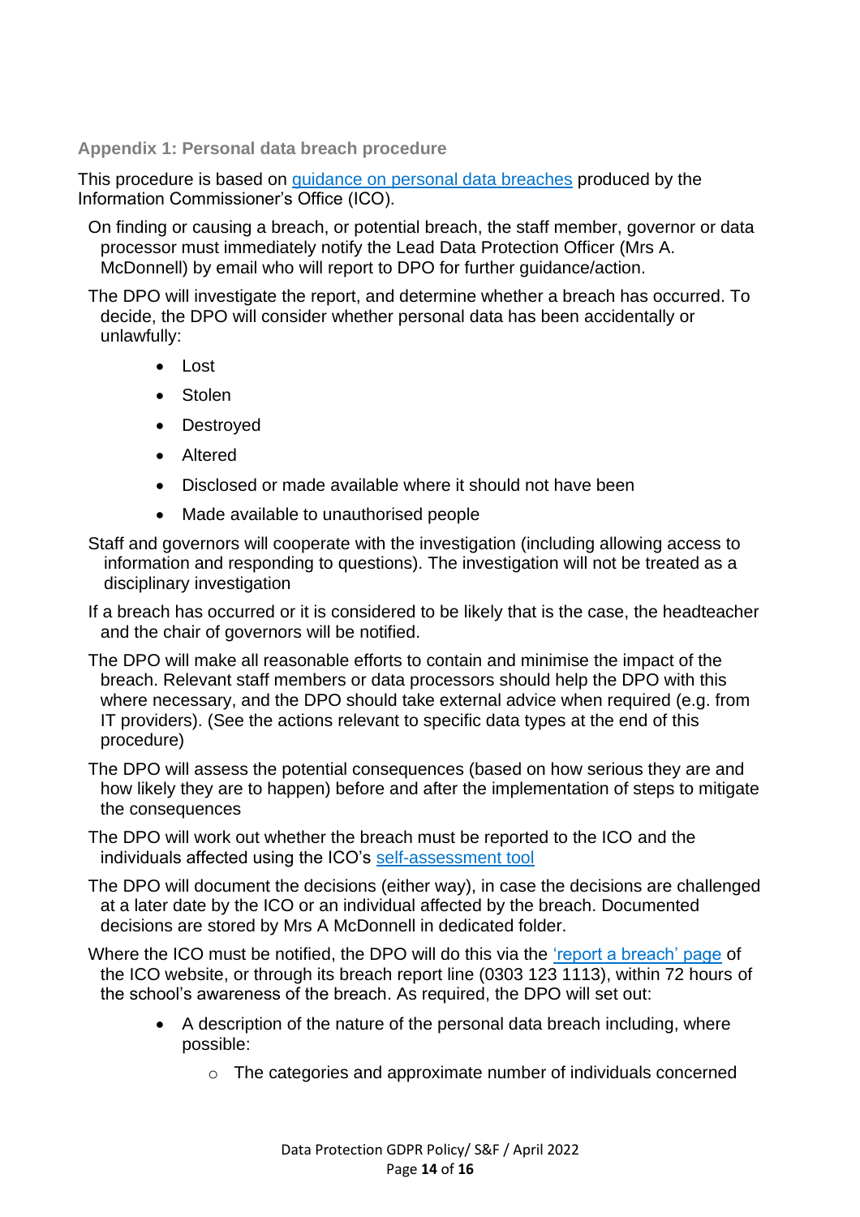### Appendix 1: Personal data breach procedure

This procedure is based on guidance on personal data breaches produced by the Information Commissioner's Office (ICO).

On finding or causing a breach, or potential breach, the staff member, governor or data processor must immediately notify the Lead Data Protection Officer (Mrs A. McDonnell) by email who will report to DPO for further guidance/action.

The DPO will investigate the report, and determine whether a breach has occurred. To decide, the DPO will consider whether personal data has been accidentally or unlawfully:

- Lost
- Stolen
- Destroyed
- Altered
- Disclosed or made available where it should not have been
- Made available to unauthorised people

Staff and governors will cooperate with the investigation (including allowing access to information and responding to questions). The investigation will not be treated as a disciplinary investigation

If a breach has occurred or it is considered to be likely that is the case, the headteacher and the chair of governors will be notified.

The DPO will make all reasonable efforts to contain and minimise the impact of the breach. Relevant staff members or data processors should help the DPO with this where necessary, and the DPO should take external advice when required (e.g. from IT providers). (See the actions relevant to specific data types at the end of this procedure)

The DPO will assess the potential consequences (based on how serious they are and how likely they are to happen) before and after the implementation of steps to mitigate the consequences

The DPO will work out whether the breach must be reported to the ICO and the individuals affected using the ICO's self-assessment tool

The DPO will document the decisions (either way), in case the decisions are challenged at a later date by the ICO or an individual affected by the breach. Documented decisions are stored by Mrs A McDonnell in dedicated folder.

Where the ICO must be notified, the DPO will do this via the 'report a breach' page of the ICO website, or through its breach report line (0303 123 1113), within 72 hours of the school's awareness of the breach. As required, the DPO will set out:

- A description of the nature of the personal data breach including, where possible:
  - The categories and approximate number of individuals concerned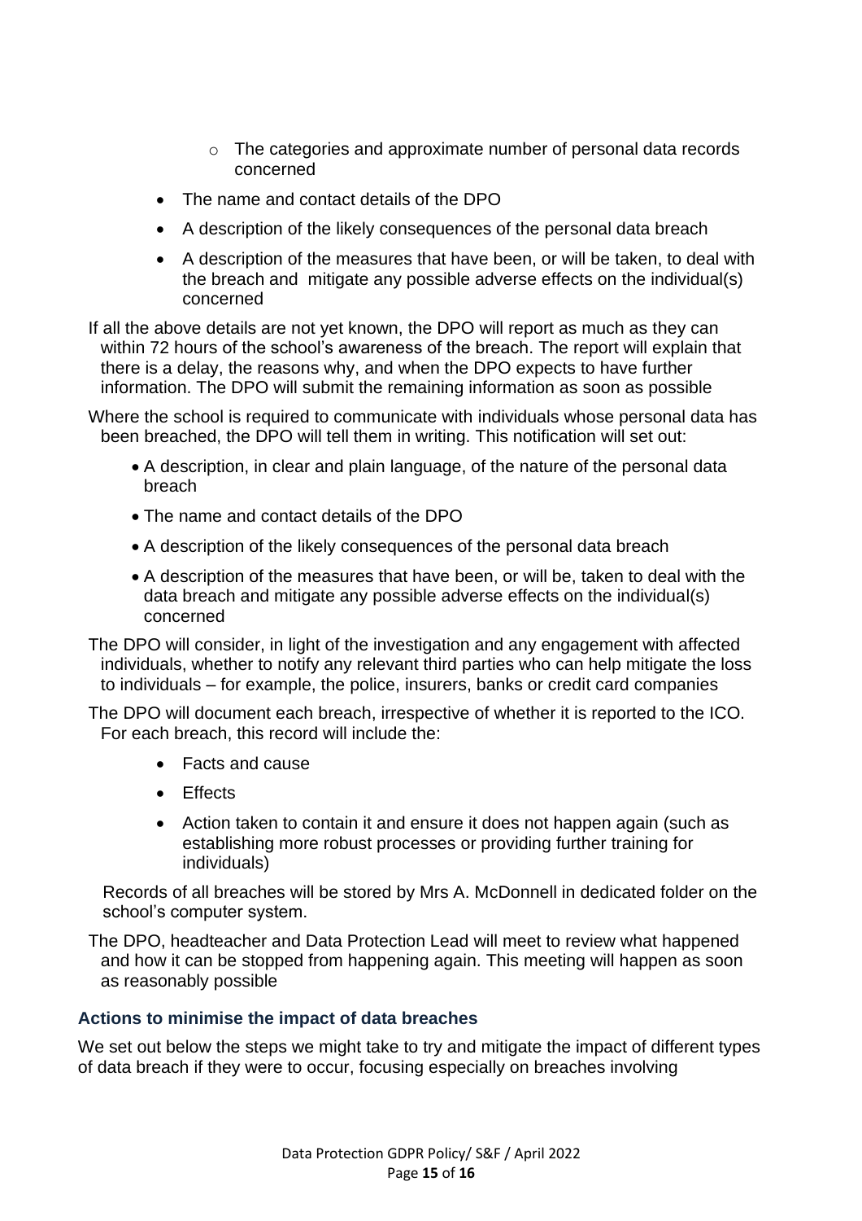- The categories and approximate number of personal data records concerned
  - The name and contact details of the DPO
  - A description of the likely consequences of the personal data breach
  - A description of the measures that have been, or will be taken, to deal with the breach and mitigate any possible adverse effects on the individual(s) concerned

If all the above details are not yet known, the DPO will report as much as they can within 72 hours of the school's awareness of the breach. The report will explain that there is a delay, the reasons why, and when the DPO expects to have further information. The DPO will submit the remaining information as soon as possible

Where the school is required to communicate with individuals whose personal data has been breached, the DPO will tell them in writing. This notification will set out:

- A description, in clear and plain language, of the nature of the personal data breach
- The name and contact details of the DPO
- A description of the likely consequences of the personal data breach
- A description of the measures that have been, or will be, taken to deal with the data breach and mitigate any possible adverse effects on the individual(s) concerned

The DPO will consider, in light of the investigation and any engagement with affected individuals, whether to notify any relevant third parties who can help mitigate the loss to individuals – for example, the police, insurers, banks or credit card companies

The DPO will document each breach, irrespective of whether it is reported to the ICO. For each breach, this record will include the:

- Facts and cause
- Effects
- Action taken to contain it and ensure it does not happen again (such as establishing more robust processes or providing further training for individuals)

Records of all breaches will be stored by Mrs A. McDonnell in dedicated folder on the school's computer system.

The DPO, headteacher and Data Protection Lead will meet to review what happened and how it can be stopped from happening again. This meeting will happen as soon as reasonably possible

### Actions to minimise the impact of data breaches

We set out below the steps we might take to try and mitigate the impact of different types of data breach if they were to occur, focusing especially on breaches involving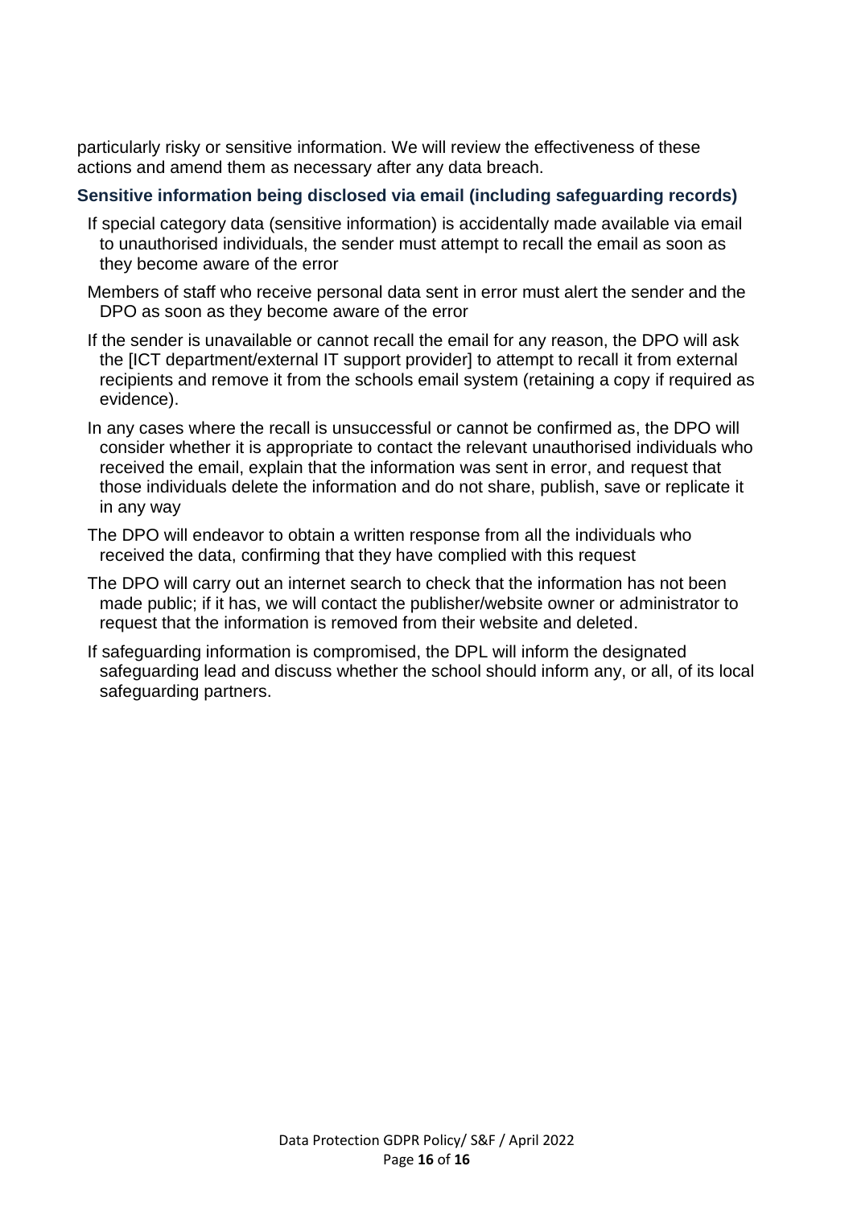particularly risky or sensitive information. We will review the effectiveness of these actions and amend them as necessary after any data breach.

### Sensitive information being disclosed via email (including safeguarding records)

- If special category data (sensitive information) is accidentally made available via email to unauthorised individuals, the sender must attempt to recall the email as soon as they become aware of the error
- Members of staff who receive personal data sent in error must alert the sender and the DPO as soon as they become aware of the error
- If the sender is unavailable or cannot recall the email for any reason, the DPO will ask the [ICT department/external IT support provider] to attempt to recall it from external recipients and remove it from the schools email system (retaining a copy if required as evidence).
- In any cases where the recall is unsuccessful or cannot be confirmed as, the DPO will consider whether it is appropriate to contact the relevant unauthorised individuals who received the email, explain that the information was sent in error, and request that those individuals delete the information and do not share, publish, save or replicate it in any way
- The DPO will endeavor to obtain a written response from all the individuals who received the data, confirming that they have complied with this request
- The DPO will carry out an internet search to check that the information has not been made public; if it has, we will contact the publisher/website owner or administrator to request that the information is removed from their website and deleted.
- If safeguarding information is compromised, the DPL will inform the designated safeguarding lead and discuss whether the school should inform any, or all, of its local safeguarding partners.